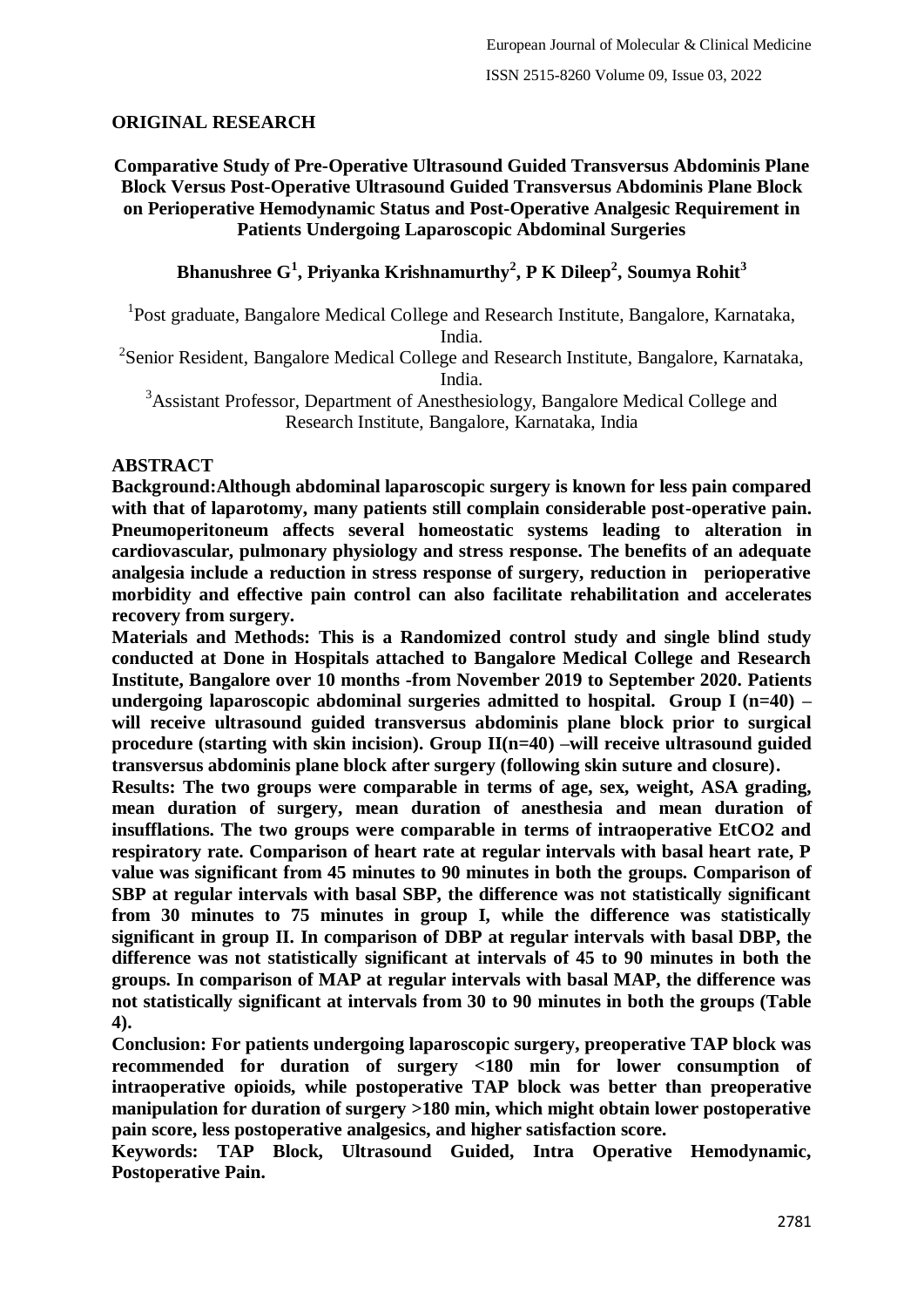## ORIGINAL RESEARCH

# Comparative Study of Pre-Operative Ultrasound Guided Transversus Abdominis Plane Block Versus Post-Operative Ultrasound Guided Transversus Abdominis Plane Block on Perioperative Hemodynamic Status and Post-Operative Analgesic Requirement in Patients Undergoing Laparoscopic Abdominal Surgeries

**Bhanushree G[1], Priyanka Krishnamurthy[2], P K Dileep[2], Soumya Rohit[3]**

[1]Post graduate, Bangalore Medical College and Research Institute, Bangalore, Karnataka, India.

[2]Senior Resident, Bangalore Medical College and Research Institute, Bangalore, Karnataka, India.

[3]Assistant Professor, Department of Anesthesiology, Bangalore Medical College and Research Institute, Bangalore, Karnataka, India

## ABSTRACT

**Background:Although abdominal laparoscopic surgery is known for less pain compared with that of laparotomy, many patients still complain considerable post-operative pain. Pneumoperitoneum affects several homeostatic systems leading to alteration in cardiovascular, pulmonary physiology and stress response. The benefits of an adequate analgesia include a reduction in stress response of surgery, reduction in perioperative morbidity and effective pain control can also facilitate rehabilitation and accelerates recovery from surgery.**

**Materials and Methods: This is a Randomized control study and single blind study conducted at Done in Hospitals attached to Bangalore Medical College and Research Institute, Bangalore over 10 months -from November 2019 to September 2020. Patients undergoing laparoscopic abdominal surgeries admitted to hospital. Group I (n=40) – will receive ultrasound guided transversus abdominis plane block prior to surgical procedure (starting with skin incision). Group II(n=40) –will receive ultrasound guided transversus abdominis plane block after surgery (following skin suture and closure).**

**Results: The two groups were comparable in terms of age, sex, weight, ASA grading, mean duration of surgery, mean duration of anesthesia and mean duration of insufflations. The two groups were comparable in terms of intraoperative EtCO2 and respiratory rate. Comparison of heart rate at regular intervals with basal heart rate, P value was significant from 45 minutes to 90 minutes in both the groups. Comparison of SBP at regular intervals with basal SBP, the difference was not statistically significant from 30 minutes to 75 minutes in group I, while the difference was statistically significant in group II. In comparison of DBP at regular intervals with basal DBP, the difference was not statistically significant at intervals of 45 to 90 minutes in both the groups. In comparison of MAP at regular intervals with basal MAP, the difference was not statistically significant at intervals from 30 to 90 minutes in both the groups (Table 4).**

**Conclusion: For patients undergoing laparoscopic surgery, preoperative TAP block was recommended for duration of surgery <180 min for lower consumption of intraoperative opioids, while postoperative TAP block was better than preoperative manipulation for duration of surgery >180 min, which might obtain lower postoperative pain score, less postoperative analgesics, and higher satisfaction score.**

**Keywords: TAP Block, Ultrasound Guided, Intra Operative Hemodynamic, Postoperative Pain.**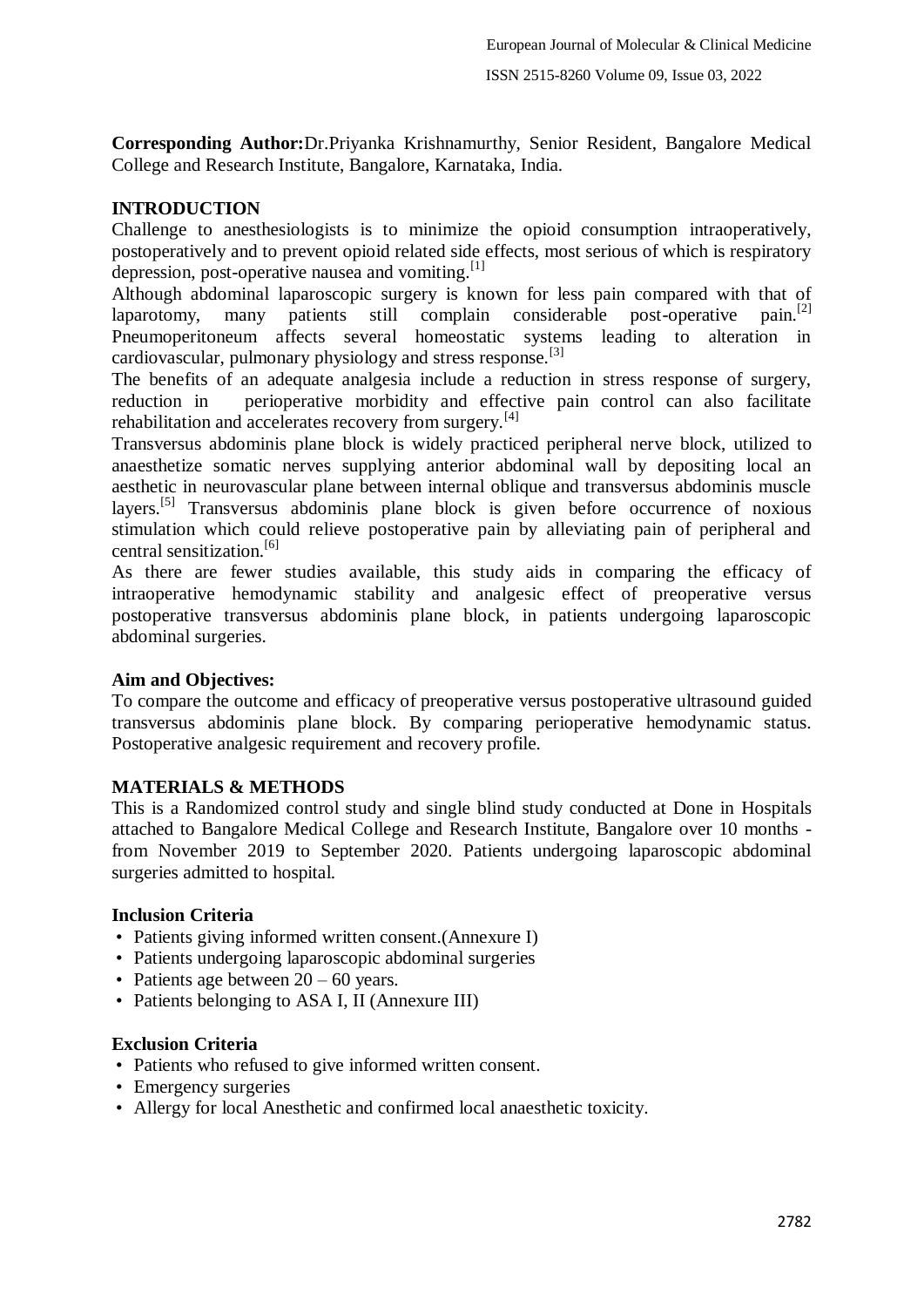**Corresponding Author:**Dr.Priyanka Krishnamurthy, Senior Resident, Bangalore Medical College and Research Institute, Bangalore, Karnataka, India.

## INTRODUCTION

Challenge to anesthesiologists is to minimize the opioid consumption intraoperatively, postoperatively and to prevent opioid related side effects, most serious of which is respiratory depression, post-operative nausea and vomiting.[1]

Although abdominal laparoscopic surgery is known for less pain compared with that of laparotomy, many patients still complain considerable post-operative pain.[2] Pneumoperitoneum affects several homeostatic systems leading to alteration in cardiovascular, pulmonary physiology and stress response.[3]

The benefits of an adequate analgesia include a reduction in stress response of surgery, reduction in perioperative morbidity and effective pain control can also facilitate rehabilitation and accelerates recovery from surgery.[4]

Transversus abdominis plane block is widely practiced peripheral nerve block, utilized to anaesthetize somatic nerves supplying anterior abdominal wall by depositing local an aesthetic in neurovascular plane between internal oblique and transversus abdominis muscle layers.[5] Transversus abdominis plane block is given before occurrence of noxious stimulation which could relieve postoperative pain by alleviating pain of peripheral and central sensitization.[6]

As there are fewer studies available, this study aids in comparing the efficacy of intraoperative hemodynamic stability and analgesic effect of preoperative versus postoperative transversus abdominis plane block, in patients undergoing laparoscopic abdominal surgeries.

### Aim and Objectives:

To compare the outcome and efficacy of preoperative versus postoperative ultrasound guided transversus abdominis plane block. By comparing perioperative hemodynamic status. Postoperative analgesic requirement and recovery profile.

## MATERIALS & METHODS

This is a Randomized control study and single blind study conducted at Done in Hospitals attached to Bangalore Medical College and Research Institute, Bangalore over 10 months - from November 2019 to September 2020. Patients undergoing laparoscopic abdominal surgeries admitted to hospital.

### Inclusion Criteria

- Patients giving informed written consent.(Annexure I)
- Patients undergoing laparoscopic abdominal surgeries
- Patients age between 20 – 60 years.
- Patients belonging to ASA I, II (Annexure III)

### Exclusion Criteria

- Patients who refused to give informed written consent.
- Emergency surgeries
- Allergy for local Anesthetic and confirmed local anaesthetic toxicity.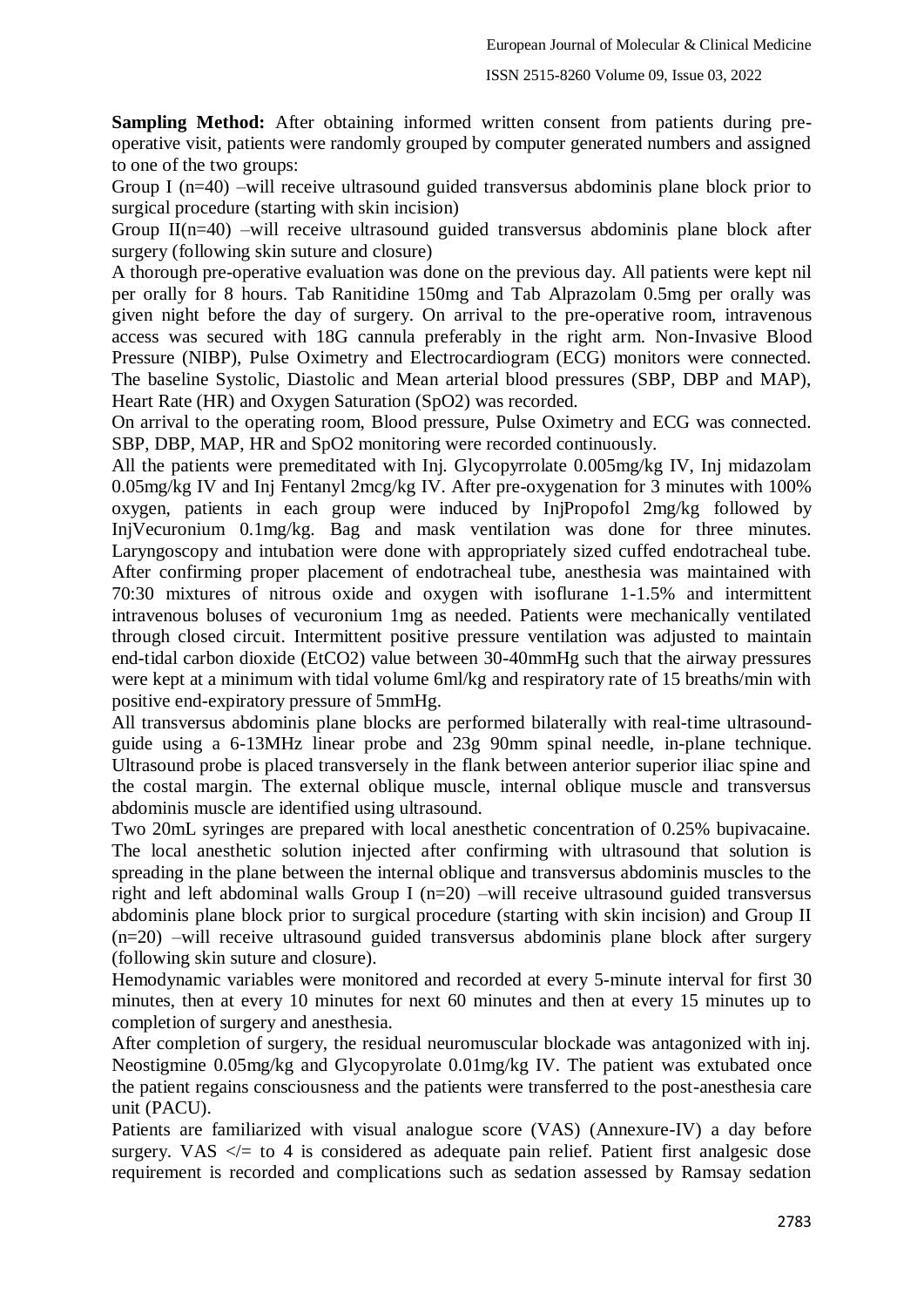**Sampling Method:** After obtaining informed written consent from patients during pre-operative visit, patients were randomly grouped by computer generated numbers and assigned to one of the two groups:

Group I (n=40) –will receive ultrasound guided transversus abdominis plane block prior to surgical procedure (starting with skin incision)

Group II(n=40) –will receive ultrasound guided transversus abdominis plane block after surgery (following skin suture and closure)

A thorough pre-operative evaluation was done on the previous day. All patients were kept nil per orally for 8 hours. Tab Ranitidine 150mg and Tab Alprazolam 0.5mg per orally was given night before the day of surgery. On arrival to the pre-operative room, intravenous access was secured with 18G cannula preferably in the right arm. Non-Invasive Blood Pressure (NIBP), Pulse Oximetry and Electrocardiogram (ECG) monitors were connected. The baseline Systolic, Diastolic and Mean arterial blood pressures (SBP, DBP and MAP), Heart Rate (HR) and Oxygen Saturation (SpO2) was recorded.

On arrival to the operating room, Blood pressure, Pulse Oximetry and ECG was connected. SBP, DBP, MAP, HR and SpO2 monitoring were recorded continuously.

All the patients were premeditated with Inj. Glycopyrrolate 0.005mg/kg IV, Inj midazolam 0.05mg/kg IV and Inj Fentanyl 2mcg/kg IV. After pre-oxygenation for 3 minutes with 100% oxygen, patients in each group were induced by InjPropofol 2mg/kg followed by InjVecuronium 0.1mg/kg. Bag and mask ventilation was done for three minutes. Laryngoscopy and intubation were done with appropriately sized cuffed endotracheal tube. After confirming proper placement of endotracheal tube, anesthesia was maintained with 70:30 mixtures of nitrous oxide and oxygen with isoflurane 1-1.5% and intermittent intravenous boluses of vecuronium 1mg as needed. Patients were mechanically ventilated through closed circuit. Intermittent positive pressure ventilation was adjusted to maintain end-tidal carbon dioxide (EtCO2) value between 30-40mmHg such that the airway pressures were kept at a minimum with tidal volume 6ml/kg and respiratory rate of 15 breaths/min with positive end-expiratory pressure of 5mmHg.

All transversus abdominis plane blocks are performed bilaterally with real-time ultrasound-guide using a 6-13MHz linear probe and 23g 90mm spinal needle, in-plane technique. Ultrasound probe is placed transversely in the flank between anterior superior iliac spine and the costal margin. The external oblique muscle, internal oblique muscle and transversus abdominis muscle are identified using ultrasound.

Two 20mL syringes are prepared with local anesthetic concentration of 0.25% bupivacaine. The local anesthetic solution injected after confirming with ultrasound that solution is spreading in the plane between the internal oblique and transversus abdominis muscles to the right and left abdominal walls Group I (n=20) –will receive ultrasound guided transversus abdominis plane block prior to surgical procedure (starting with skin incision) and Group II (n=20) –will receive ultrasound guided transversus abdominis plane block after surgery (following skin suture and closure).

Hemodynamic variables were monitored and recorded at every 5-minute interval for first 30 minutes, then at every 10 minutes for next 60 minutes and then at every 15 minutes up to completion of surgery and anesthesia.

After completion of surgery, the residual neuromuscular blockade was antagonized with inj. Neostigmine 0.05mg/kg and Glycopyrolate 0.01mg/kg IV. The patient was extubated once the patient regains consciousness and the patients were transferred to the post-anesthesia care unit (PACU).

Patients are familiarized with visual analogue score (VAS) (Annexure-IV) a day before surgery. VAS </= to 4 is considered as adequate pain relief. Patient first analgesic dose requirement is recorded and complications such as sedation assessed by Ramsay sedation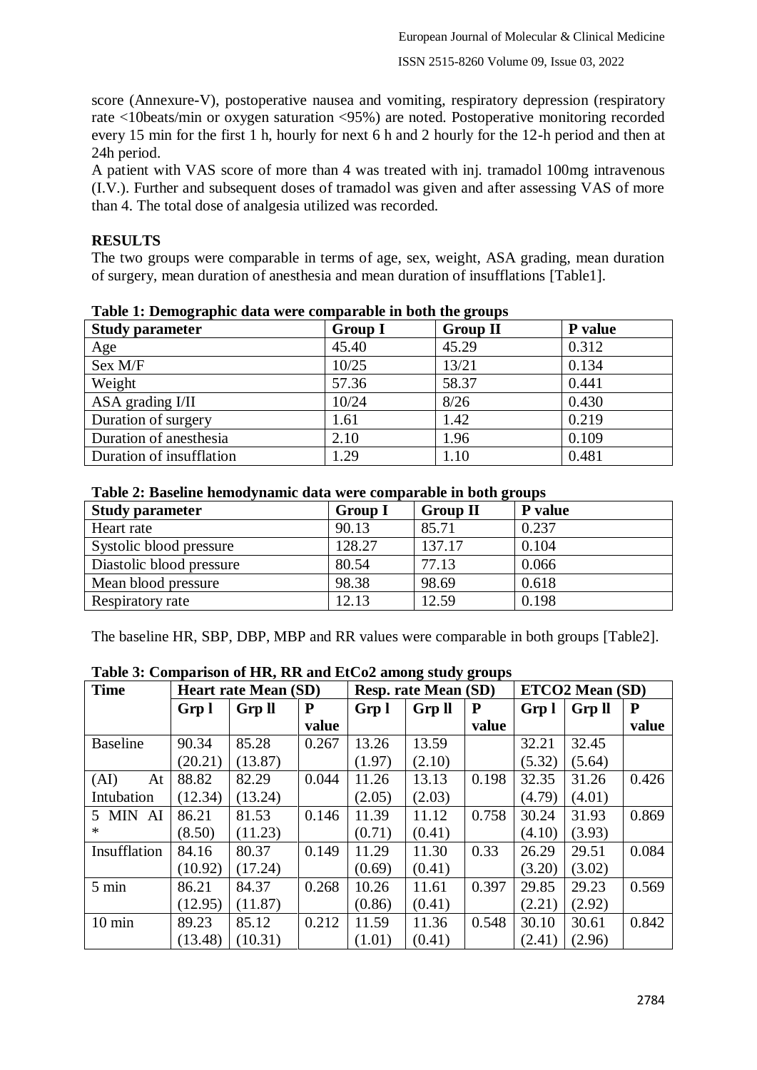score (Annexure-V), postoperative nausea and vomiting, respiratory depression (respiratory rate <10beats/min or oxygen saturation <95%) are noted. Postoperative monitoring recorded every 15 min for the first 1 h, hourly for next 6 h and 2 hourly for the 12-h period and then at 24h period.

A patient with VAS score of more than 4 was treated with inj. tramadol 100mg intravenous (I.V.). Further and subsequent doses of tramadol was given and after assessing VAS of more than 4. The total dose of analgesia utilized was recorded.

## RESULTS

The two groups were comparable in terms of age, sex, weight, ASA grading, mean duration of surgery, mean duration of anesthesia and mean duration of insufflations [Table1].

**Table 1: Demographic data were comparable in both the groups**

| Study parameter | Group I | Group II | P value |
|---|---|---|---|
| Age | 45.40 | 45.29 | 0.312 |
| Sex M/F | 10/25 | 13/21 | 0.134 |
| Weight | 57.36 | 58.37 | 0.441 |
| ASA grading I/II | 10/24 | 8/26 | 0.430 |
| Duration of surgery | 1.61 | 1.42 | 0.219 |
| Duration of anesthesia | 2.10 | 1.96 | 0.109 |
| Duration of insufflation | 1.29 | 1.10 | 0.481 |

**Table 2: Baseline hemodynamic data were comparable in both groups**

| Study parameter | Group I | Group II | P value |
|---|---|---|---|
| Heart rate | 90.13 | 85.71 | 0.237 |
| Systolic blood pressure | 128.27 | 137.17 | 0.104 |
| Diastolic blood pressure | 80.54 | 77.13 | 0.066 |
| Mean blood pressure | 98.38 | 98.69 | 0.618 |
| Respiratory rate | 12.13 | 12.59 | 0.198 |

The baseline HR, SBP, DBP, MBP and RR values were comparable in both groups [Table2].

**Table 3: Comparison of HR, RR and EtCo2 among study groups**

| Time | Heart rate Mean (SD) | | | Resp. rate Mean (SD) | | | ETCO2 Mean (SD) | | |
|---|---|---|---|---|---|---|---|---|---|
| | Grp l | Grp ll | P value | Grp l | Grp ll | P value | Grp l | Grp ll | P value |
| Baseline | 90.34 (20.21) | 85.28 (13.87) | 0.267 | 13.26 (1.97) | 13.59 (2.10) | | 32.21 (5.32) | 32.45 (5.64) | |
| (AI) At Intubation | 88.82 (12.34) | 82.29 (13.24) | 0.044 | 11.26 (2.05) | 13.13 (2.03) | 0.198 | 32.35 (4.79) | 31.26 (4.01) | 0.426 |
| 5 MIN AI * | 86.21 (8.50) | 81.53 (11.23) | 0.146 | 11.39 (0.71) | 11.12 (0.41) | 0.758 | 30.24 (4.10) | 31.93 (3.93) | 0.869 |
| Insufflation | 84.16 (10.92) | 80.37 (17.24) | 0.149 | 11.29 (0.69) | 11.30 (0.41) | 0.33 | 26.29 (3.20) | 29.51 (3.02) | 0.084 |
| 5 min | 86.21 (12.95) | 84.37 (11.87) | 0.268 | 10.26 (0.86) | 11.61 (0.41) | 0.397 | 29.85 (2.21) | 29.23 (2.92) | 0.569 |
| 10 min | 89.23 (13.48) | 85.12 (10.31) | 0.212 | 11.59 (1.01) | 11.36 (0.41) | 0.548 | 30.10 (2.41) | 30.61 (2.96) | 0.842 |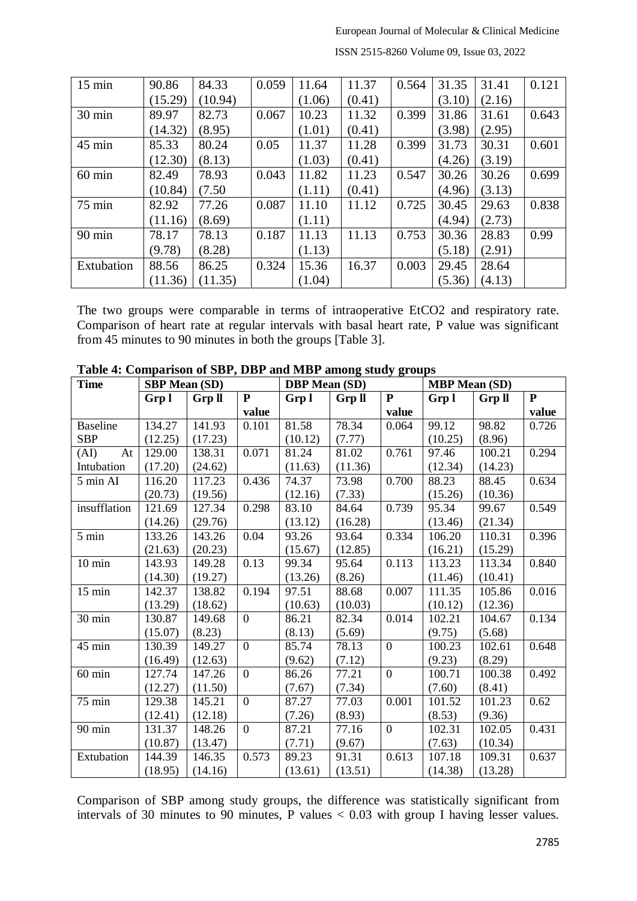| 15 min | 90.86 (15.29) | 84.33 (10.94) | 0.059 | 11.64 (1.06) | 11.37 (0.41) | 0.564 | 31.35 (3.10) | 31.41 (2.16) | 0.121 |
|---|---|---|---|---|---|---|---|---|---|
| 30 min | 89.97 (14.32) | 82.73 (8.95) | 0.067 | 10.23 (1.01) | 11.32 (0.41) | 0.399 | 31.86 (3.98) | 31.61 (2.95) | 0.643 |
| 45 min | 85.33 (12.30) | 80.24 (8.13) | 0.05 | 11.37 (1.03) | 11.28 (0.41) | 0.399 | 31.73 (4.26) | 30.31 (3.19) | 0.601 |
| 60 min | 82.49 (10.84) | 78.93 (7.50 | 0.043 | 11.82 (1.11) | 11.23 (0.41) | 0.547 | 30.26 (4.96) | 30.26 (3.13) | 0.699 |
| 75 min | 82.92 (11.16) | 77.26 (8.69) | 0.087 | 11.10 (1.11) | 11.12 | 0.725 | 30.45 (4.94) | 29.63 (2.73) | 0.838 |
| 90 min | 78.17 (9.78) | 78.13 (8.28) | 0.187 | 11.13 (1.13) | 11.13 | 0.753 | 30.36 (5.18) | 28.83 (2.91) | 0.99 |
| Extubation | 88.56 (11.36) | 86.25 (11.35) | 0.324 | 15.36 (1.04) | 16.37 | 0.003 | 29.45 (5.36) | 28.64 (4.13) | |

The two groups were comparable in terms of intraoperative EtCO2 and respiratory rate. Comparison of heart rate at regular intervals with basal heart rate, P value was significant from 45 minutes to 90 minutes in both the groups [Table 3].

**Table 4: Comparison of SBP, DBP and MBP among study groups**

| Time | SBP Mean (SD) | | | DBP Mean (SD) | | | MBP Mean (SD) | | |
|---|---|---|---|---|---|---|---|---|---|
| | Grp l | Grp ll | P value | Grp l | Grp ll | P value | Grp l | Grp ll | P value |
| Baseline SBP | 134.27 (12.25) | 141.93 (17.23) | 0.101 | 81.58 (10.12) | 78.34 (7.77) | 0.064 | 99.12 (10.25) | 98.82 (8.96) | 0.726 |
| (AI) At Intubation | 129.00 (17.20) | 138.31 (24.62) | 0.071 | 81.24 (11.63) | 81.02 (11.36) | 0.761 | 97.46 (12.34) | 100.21 (14.23) | 0.294 |
| 5 min AI | 116.20 (20.73) | 117.23 (19.56) | 0.436 | 74.37 (12.16) | 73.98 (7.33) | 0.700 | 88.23 (15.26) | 88.45 (10.36) | 0.634 |
| insufflation | 121.69 (14.26) | 127.34 (29.76) | 0.298 | 83.10 (13.12) | 84.64 (16.28) | 0.739 | 95.34 (13.46) | 99.67 (21.34) | 0.549 |
| 5 min | 133.26 (21.63) | 143.26 (20.23) | 0.04 | 93.26 (15.67) | 93.64 (12.85) | 0.334 | 106.20 (16.21) | 110.31 (15.29) | 0.396 |
| 10 min | 143.93 (14.30) | 149.28 (19.27) | 0.13 | 99.34 (13.26) | 95.64 (8.26) | 0.113 | 113.23 (11.46) | 113.34 (10.41) | 0.840 |
| 15 min | 142.37 (13.29) | 138.82 (18.62) | 0.194 | 97.51 (10.63) | 88.68 (10.03) | 0.007 | 111.35 (10.12) | 105.86 (12.36) | 0.016 |
| 30 min | 130.87 (15.07) | 149.68 (8.23) | 0 | 86.21 (8.13) | 82.34 (5.69) | 0.014 | 102.21 (9.75) | 104.67 (5.68) | 0.134 |
| 45 min | 130.39 (16.49) | 149.27 (12.63) | 0 | 85.74 (9.62) | 78.13 (7.12) | 0 | 100.23 (9.23) | 102.61 (8.29) | 0.648 |
| 60 min | 127.74 (12.27) | 147.26 (11.50) | 0 | 86.26 (7.67) | 77.21 (7.34) | 0 | 100.71 (7.60) | 100.38 (8.41) | 0.492 |
| 75 min | 129.38 (12.41) | 145.21 (12.18) | 0 | 87.27 (7.26) | 77.03 (8.93) | 0.001 | 101.52 (8.53) | 101.23 (9.36) | 0.62 |
| 90 min | 131.37 (10.87) | 148.26 (13.47) | 0 | 87.21 (7.71) | 77.16 (9.67) | 0 | 102.31 (7.63) | 102.05 (10.34) | 0.431 |
| Extubation | 144.39 (18.95) | 146.35 (14.16) | 0.573 | 89.23 (13.61) | 91.31 (13.51) | 0.613 | 107.18 (14.38) | 109.31 (13.28) | 0.637 |

Comparison of SBP among study groups, the difference was statistically significant from intervals of 30 minutes to 90 minutes, P values < 0.03 with group I having lesser values.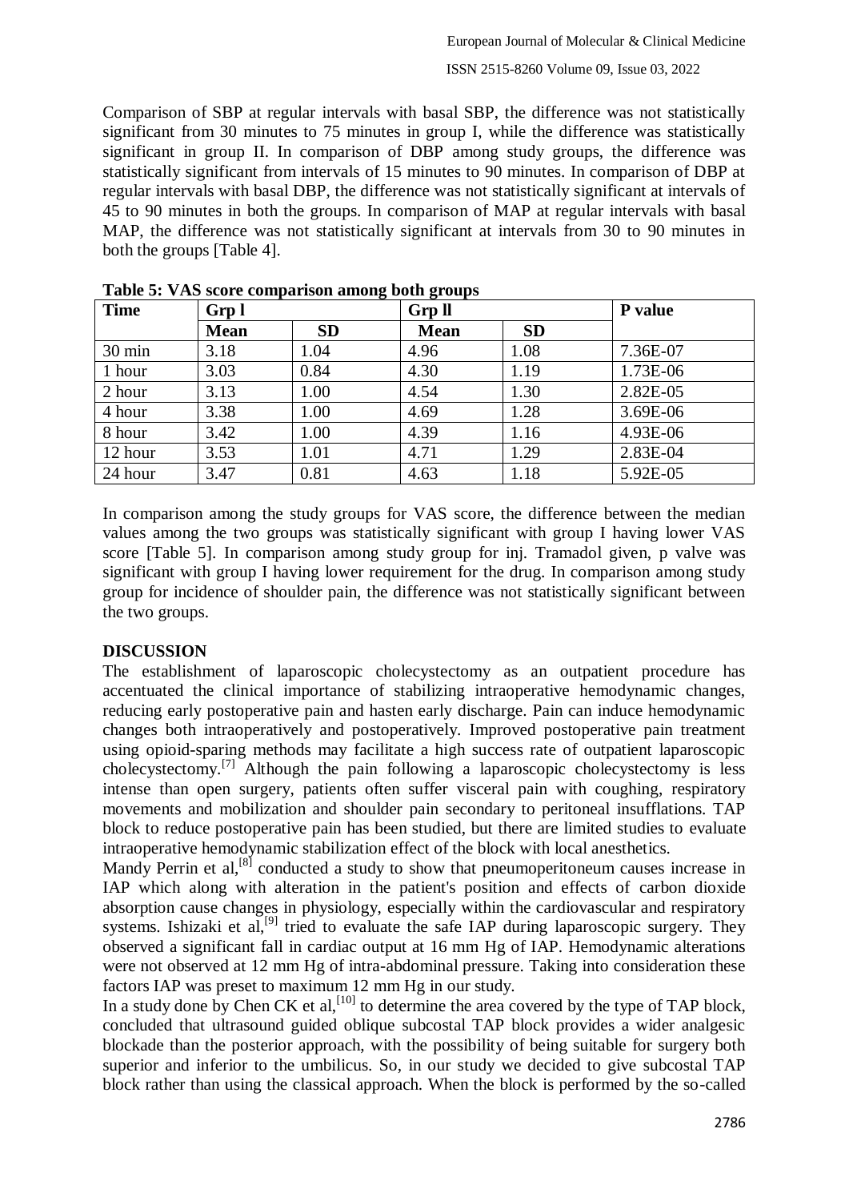Comparison of SBP at regular intervals with basal SBP, the difference was not statistically significant from 30 minutes to 75 minutes in group I, while the difference was statistically significant in group II. In comparison of DBP among study groups, the difference was statistically significant from intervals of 15 minutes to 90 minutes. In comparison of DBP at regular intervals with basal DBP, the difference was not statistically significant at intervals of 45 to 90 minutes in both the groups. In comparison of MAP at regular intervals with basal MAP, the difference was not statistically significant at intervals from 30 to 90 minutes in both the groups [Table 4].

**Table 5: VAS score comparison among both groups**

| Time | Grp l | | Grp ll | | P value |
|---|---|---|---|---|---|
| | Mean | SD | Mean | SD | |
| 30 min | 3.18 | 1.04 | 4.96 | 1.08 | 7.36E-07 |
| 1 hour | 3.03 | 0.84 | 4.30 | 1.19 | 1.73E-06 |
| 2 hour | 3.13 | 1.00 | 4.54 | 1.30 | 2.82E-05 |
| 4 hour | 3.38 | 1.00 | 4.69 | 1.28 | 3.69E-06 |
| 8 hour | 3.42 | 1.00 | 4.39 | 1.16 | 4.93E-06 |
| 12 hour | 3.53 | 1.01 | 4.71 | 1.29 | 2.83E-04 |
| 24 hour | 3.47 | 0.81 | 4.63 | 1.18 | 5.92E-05 |

In comparison among the study groups for VAS score, the difference between the median values among the two groups was statistically significant with group I having lower VAS score [Table 5]. In comparison among study group for inj. Tramadol given, p valve was significant with group I having lower requirement for the drug. In comparison among study group for incidence of shoulder pain, the difference was not statistically significant between the two groups.

## DISCUSSION

The establishment of laparoscopic cholecystectomy as an outpatient procedure has accentuated the clinical importance of stabilizing intraoperative hemodynamic changes, reducing early postoperative pain and hasten early discharge. Pain can induce hemodynamic changes both intraoperatively and postoperatively. Improved postoperative pain treatment using opioid-sparing methods may facilitate a high success rate of outpatient laparoscopic cholecystectomy.[7] Although the pain following a laparoscopic cholecystectomy is less intense than open surgery, patients often suffer visceral pain with coughing, respiratory movements and mobilization and shoulder pain secondary to peritoneal insufflations. TAP block to reduce postoperative pain has been studied, but there are limited studies to evaluate intraoperative hemodynamic stabilization effect of the block with local anesthetics.

Mandy Perrin et al,[8] conducted a study to show that pneumoperitoneum causes increase in IAP which along with alteration in the patient's position and effects of carbon dioxide absorption cause changes in physiology, especially within the cardiovascular and respiratory systems. Ishizaki et al,[9] tried to evaluate the safe IAP during laparoscopic surgery. They observed a significant fall in cardiac output at 16 mm Hg of IAP. Hemodynamic alterations were not observed at 12 mm Hg of intra-abdominal pressure. Taking into consideration these factors IAP was preset to maximum 12 mm Hg in our study.

In a study done by Chen CK et al,[10] to determine the area covered by the type of TAP block, concluded that ultrasound guided oblique subcostal TAP block provides a wider analgesic blockade than the posterior approach, with the possibility of being suitable for surgery both superior and inferior to the umbilicus. So, in our study we decided to give subcostal TAP block rather than using the classical approach. When the block is performed by the so-called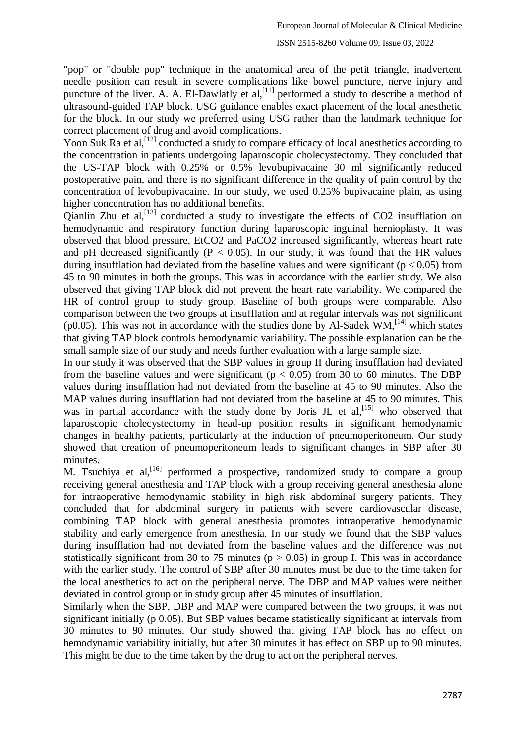"pop" or "double pop" technique in the anatomical area of the petit triangle, inadvertent needle position can result in severe complications like bowel puncture, nerve injury and puncture of the liver. A. A. El-Dawlatly et al,[11] performed a study to describe a method of ultrasound-guided TAP block. USG guidance enables exact placement of the local anesthetic for the block. In our study we preferred using USG rather than the landmark technique for correct placement of drug and avoid complications.

Yoon Suk Ra et al,[12] conducted a study to compare efficacy of local anesthetics according to the concentration in patients undergoing laparoscopic cholecystectomy. They concluded that the US-TAP block with 0.25% or 0.5% levobupivacaine 30 ml significantly reduced postoperative pain, and there is no significant difference in the quality of pain control by the concentration of levobupivacaine. In our study, we used 0.25% bupivacaine plain, as using higher concentration has no additional benefits.

Qianlin Zhu et al,[13] conducted a study to investigate the effects of CO2 insufflation on hemodynamic and respiratory function during laparoscopic inguinal hernioplasty. It was observed that blood pressure, EtCO2 and PaCO2 increased significantly, whereas heart rate and pH decreased significantly ($P < 0.05$). In our study, it was found that the HR values during insufflation had deviated from the baseline values and were significant ($p < 0.05$) from 45 to 90 minutes in both the groups. This was in accordance with the earlier study. We also observed that giving TAP block did not prevent the heart rate variability. We compared the HR of control group to study group. Baseline of both groups were comparable. Also comparison between the two groups at insufflation and at regular intervals was not significant (p0.05). This was not in accordance with the studies done by Al-Sadek WM,[14] which states that giving TAP block controls hemodynamic variability. The possible explanation can be the small sample size of our study and needs further evaluation with a large sample size.

In our study it was observed that the SBP values in group II during insufflation had deviated from the baseline values and were significant ($p < 0.05$) from 30 to 60 minutes. The DBP values during insufflation had not deviated from the baseline at 45 to 90 minutes. Also the MAP values during insufflation had not deviated from the baseline at 45 to 90 minutes. This was in partial accordance with the study done by Joris JL et al,[15] who observed that laparoscopic cholecystectomy in head-up position results in significant hemodynamic changes in healthy patients, particularly at the induction of pneumoperitoneum. Our study showed that creation of pneumoperitoneum leads to significant changes in SBP after 30 minutes.

M. Tsuchiya et al,[16] performed a prospective, randomized study to compare a group receiving general anesthesia and TAP block with a group receiving general anesthesia alone for intraoperative hemodynamic stability in high risk abdominal surgery patients. They concluded that for abdominal surgery in patients with severe cardiovascular disease, combining TAP block with general anesthesia promotes intraoperative hemodynamic stability and early emergence from anesthesia. In our study we found that the SBP values during insufflation had not deviated from the baseline values and the difference was not statistically significant from 30 to 75 minutes ($p > 0.05$) in group I. This was in accordance with the earlier study. The control of SBP after 30 minutes must be due to the time taken for the local anesthetics to act on the peripheral nerve. The DBP and MAP values were neither deviated in control group or in study group after 45 minutes of insufflation.

Similarly when the SBP, DBP and MAP were compared between the two groups, it was not significant initially (p 0.05). But SBP values became statistically significant at intervals from 30 minutes to 90 minutes. Our study showed that giving TAP block has no effect on hemodynamic variability initially, but after 30 minutes it has effect on SBP up to 90 minutes. This might be due to the time taken by the drug to act on the peripheral nerves.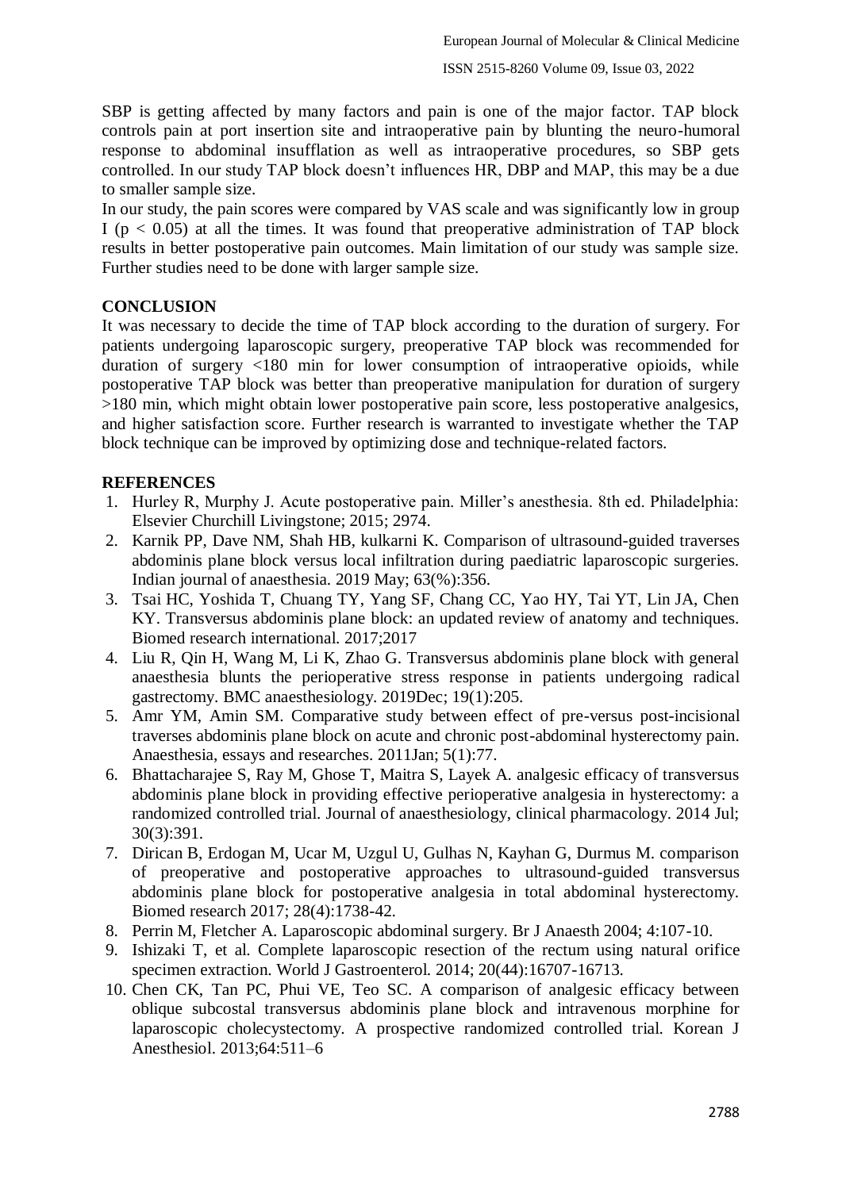SBP is getting affected by many factors and pain is one of the major factor. TAP block controls pain at port insertion site and intraoperative pain by blunting the neuro-humoral response to abdominal insufflation as well as intraoperative procedures, so SBP gets controlled. In our study TAP block doesn't influences HR, DBP and MAP, this may be a due to smaller sample size.

In our study, the pain scores were compared by VAS scale and was significantly low in group I ($p < 0.05$) at all the times. It was found that preoperative administration of TAP block results in better postoperative pain outcomes. Main limitation of our study was sample size. Further studies need to be done with larger sample size.

## CONCLUSION

It was necessary to decide the time of TAP block according to the duration of surgery. For patients undergoing laparoscopic surgery, preoperative TAP block was recommended for duration of surgery <180 min for lower consumption of intraoperative opioids, while postoperative TAP block was better than preoperative manipulation for duration of surgery >180 min, which might obtain lower postoperative pain score, less postoperative analgesics, and higher satisfaction score. Further research is warranted to investigate whether the TAP block technique can be improved by optimizing dose and technique-related factors.

## REFERENCES

1. Hurley R, Murphy J. Acute postoperative pain. Miller's anesthesia. 8th ed. Philadelphia: Elsevier Churchill Livingstone; 2015; 2974.
2. Karnik PP, Dave NM, Shah HB, kulkarni K. Comparison of ultrasound-guided traverses abdominis plane block versus local infiltration during paediatric laparoscopic surgeries. Indian journal of anaesthesia. 2019 May; 63(%):356.
3. Tsai HC, Yoshida T, Chuang TY, Yang SF, Chang CC, Yao HY, Tai YT, Lin JA, Chen KY. Transversus abdominis plane block: an updated review of anatomy and techniques. Biomed research international. 2017;2017
4. Liu R, Qin H, Wang M, Li K, Zhao G. Transversus abdominis plane block with general anaesthesia blunts the perioperative stress response in patients undergoing radical gastrectomy. BMC anaesthesiology. 2019Dec; 19(1):205.
5. Amr YM, Amin SM. Comparative study between effect of pre-versus post-incisional traverses abdominis plane block on acute and chronic post-abdominal hysterectomy pain. Anaesthesia, essays and researches. 2011Jan; 5(1):77.
6. Bhattacharajee S, Ray M, Ghose T, Maitra S, Layek A. analgesic efficacy of transversus abdominis plane block in providing effective perioperative analgesia in hysterectomy: a randomized controlled trial. Journal of anaesthesiology, clinical pharmacology. 2014 Jul; 30(3):391.
7. Dirican B, Erdogan M, Ucar M, Uzgul U, Gulhas N, Kayhan G, Durmus M. comparison of preoperative and postoperative approaches to ultrasound-guided transversus abdominis plane block for postoperative analgesia in total abdominal hysterectomy. Biomed research 2017; 28(4):1738-42.
8. Perrin M, Fletcher A. Laparoscopic abdominal surgery. Br J Anaesth 2004; 4:107-10.
9. Ishizaki T, et al. Complete laparoscopic resection of the rectum using natural orifice specimen extraction. World J Gastroenterol. 2014; 20(44):16707-16713.
10. Chen CK, Tan PC, Phui VE, Teo SC. A comparison of analgesic efficacy between oblique subcostal transversus abdominis plane block and intravenous morphine for laparoscopic cholecystectomy. A prospective randomized controlled trial. Korean J Anesthesiol. 2013;64:511–6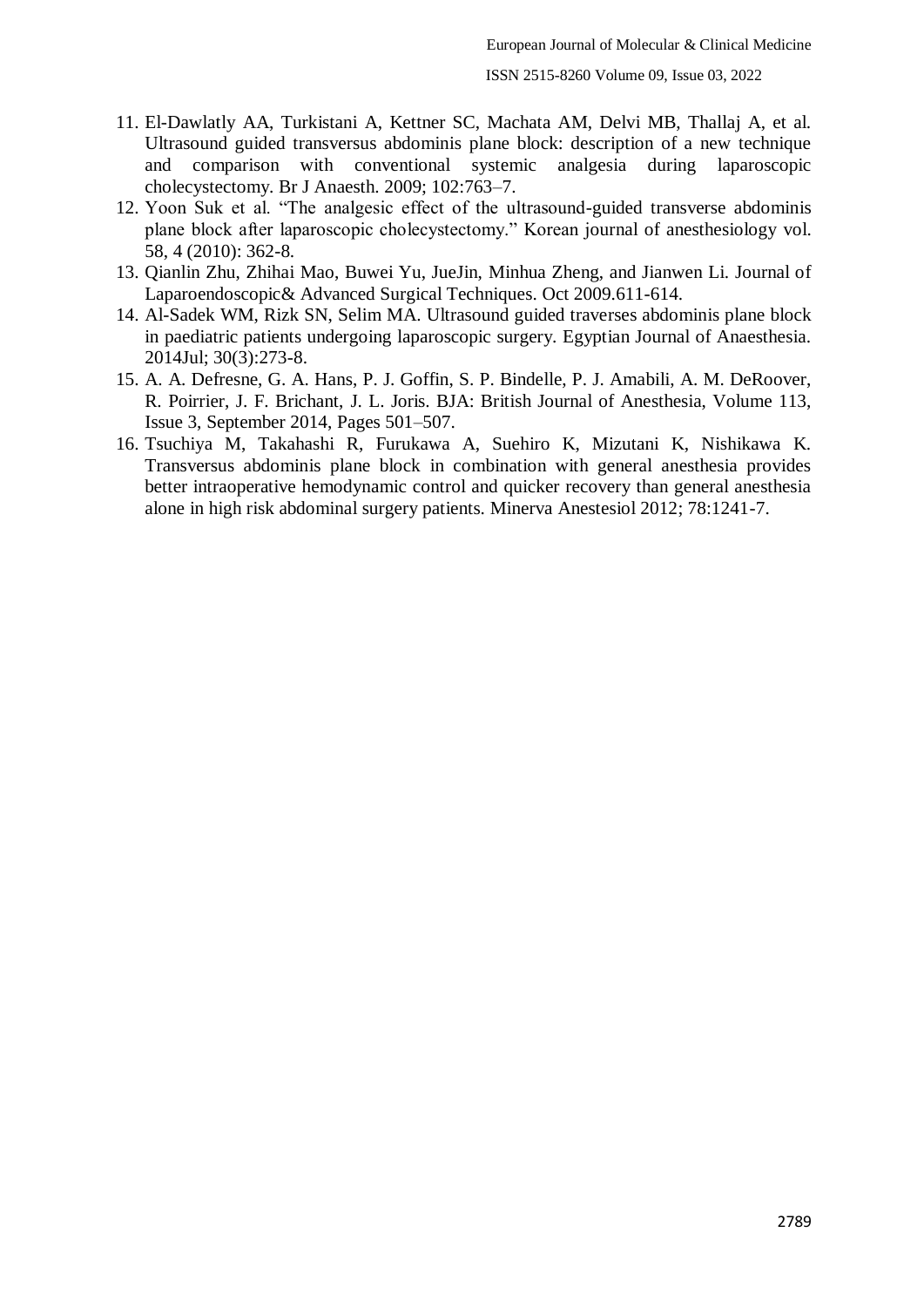11. El-Dawlatly AA, Turkistani A, Kettner SC, Machata AM, Delvi MB, Thallaj A, et al. Ultrasound guided transversus abdominis plane block: description of a new technique and comparison with conventional systemic analgesia during laparoscopic cholecystectomy. Br J Anaesth. 2009; 102:763–7.
12. Yoon Suk et al. “The analgesic effect of the ultrasound-guided transverse abdominis plane block after laparoscopic cholecystectomy.” Korean journal of anesthesiology vol. 58, 4 (2010): 362-8.
13. Qianlin Zhu, Zhihai Mao, Buwei Yu, JueJin, Minhua Zheng, and Jianwen Li. Journal of Laparoendoscopic& Advanced Surgical Techniques. Oct 2009.611-614.
14. Al-Sadek WM, Rizk SN, Selim MA. Ultrasound guided traverses abdominis plane block in paediatric patients undergoing laparoscopic surgery. Egyptian Journal of Anaesthesia. 2014Jul; 30(3):273-8.
15. A. A. Defresne, G. A. Hans, P. J. Goffin, S. P. Bindelle, P. J. Amabili, A. M. DeRoover, R. Poirrier, J. F. Brichant, J. L. Joris. BJA: British Journal of Anesthesia, Volume 113, Issue 3, September 2014, Pages 501–507.
16. Tsuchiya M, Takahashi R, Furukawa A, Suehiro K, Mizutani K, Nishikawa K. Transversus abdominis plane block in combination with general anesthesia provides better intraoperative hemodynamic control and quicker recovery than general anesthesia alone in high risk abdominal surgery patients. Minerva Anestesiol 2012; 78:1241-7.